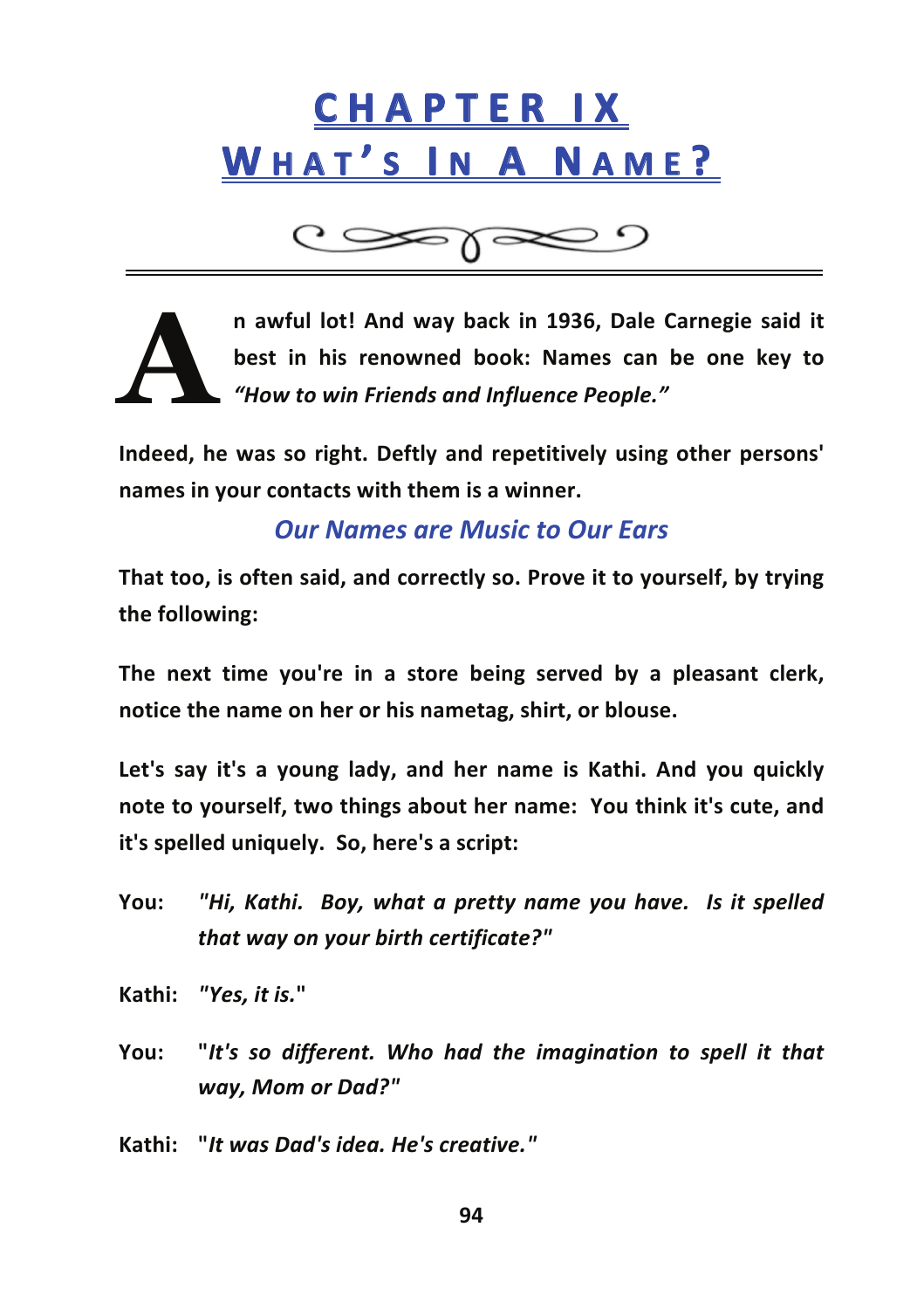# CHAPTER IX
## WHAT'S IN A NAME?

**An awful lot! And way back in 1936, Dale Carnegie said it best in his renowned book: Names can be one key to *"How to win Friends and Influence People."***

**Indeed, he was so right. Deftly and repetitively using other persons' names in your contacts with them is a winner.**

### *Our Names are Music to Our Ears*

**That too, is often said, and correctly so. Prove it to yourself, by trying the following:**

**The next time you're in a store being served by a pleasant clerk, notice the name on her or his nametag, shirt, or blouse.**

**Let's say it's a young lady, and her name is Kathi. And you quickly note to yourself, two things about her name: You think it's cute, and it's spelled uniquely. So, here's a script:**

**You:** ***"Hi, Kathi. Boy, what a pretty name you have. Is it spelled that way on your birth certificate?"***

**Kathi:** ***"Yes, it is."***

**You:** ***"It's so different. Who had the imagination to spell it that way, Mom or Dad?"***

**Kathi:** ***"It was Dad's idea. He's creative."***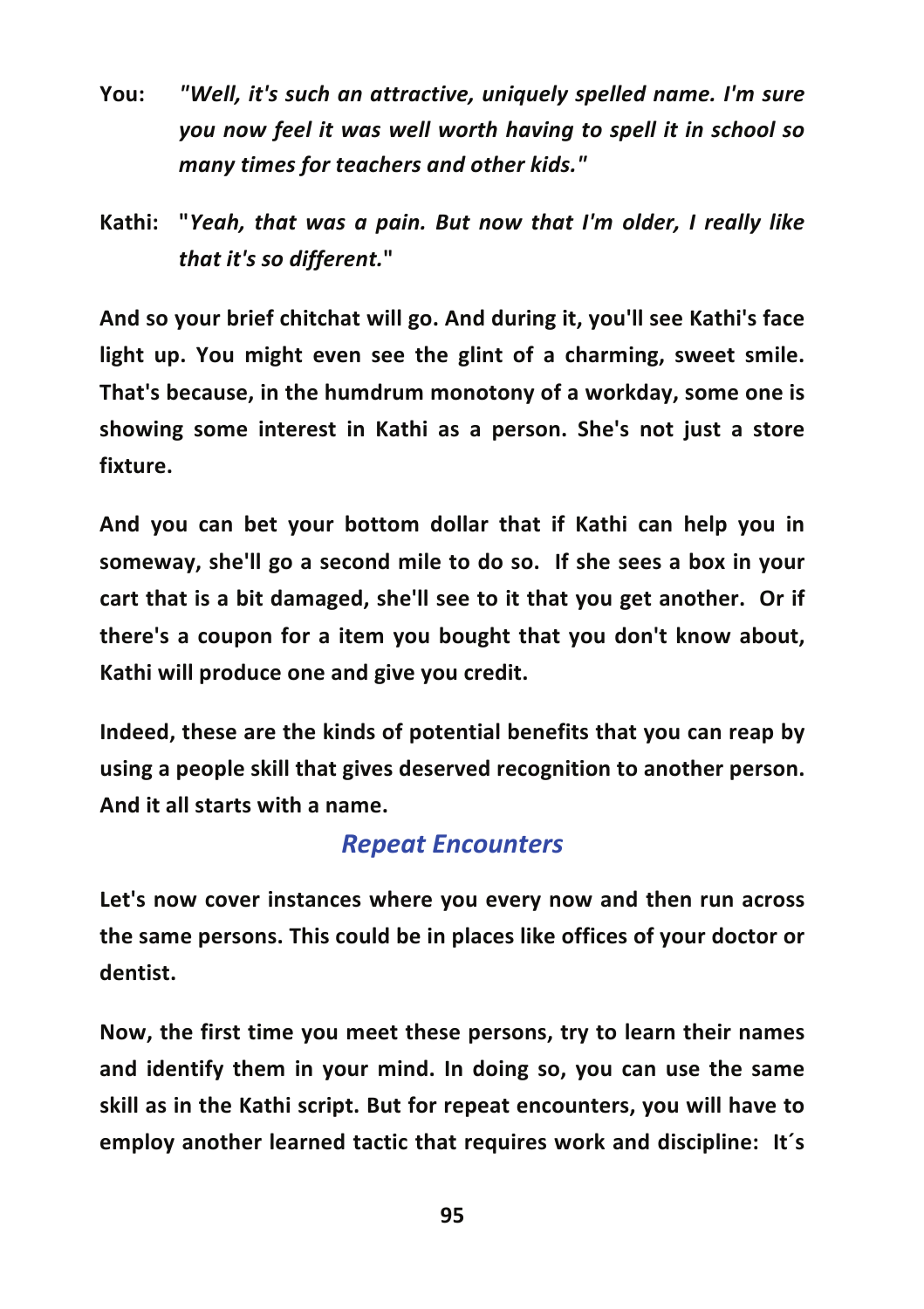**You:** ***"Well, it's such an attractive, uniquely spelled name. I'm sure you now feel it was well worth having to spell it in school so many times for teachers and other kids."***

**Kathi: "*Yeah, that was a pain. But now that I'm older, I really like that it's so different.*"**

**And so your brief chitchat will go. And during it, you'll see Kathi's face light up. You might even see the glint of a charming, sweet smile. That's because, in the humdrum monotony of a workday, some one is showing some interest in Kathi as a person. She's not just a store fixture.**

**And you can bet your bottom dollar that if Kathi can help you in someway, she'll go a second mile to do so. If she sees a box in your cart that is a bit damaged, she'll see to it that you get another. Or if there's a coupon for a item you bought that you don't know about, Kathi will produce one and give you credit.**

**Indeed, these are the kinds of potential benefits that you can reap by using a people skill that gives deserved recognition to another person. And it all starts with a name.**

## *Repeat Encounters*

**Let's now cover instances where you every now and then run across the same persons. This could be in places like offices of your doctor or dentist.**

**Now, the first time you meet these persons, try to learn their names and identify them in your mind. In doing so, you can use the same skill as in the Kathi script. But for repeat encounters, you will have to employ another learned tactic that requires work and discipline: It´s**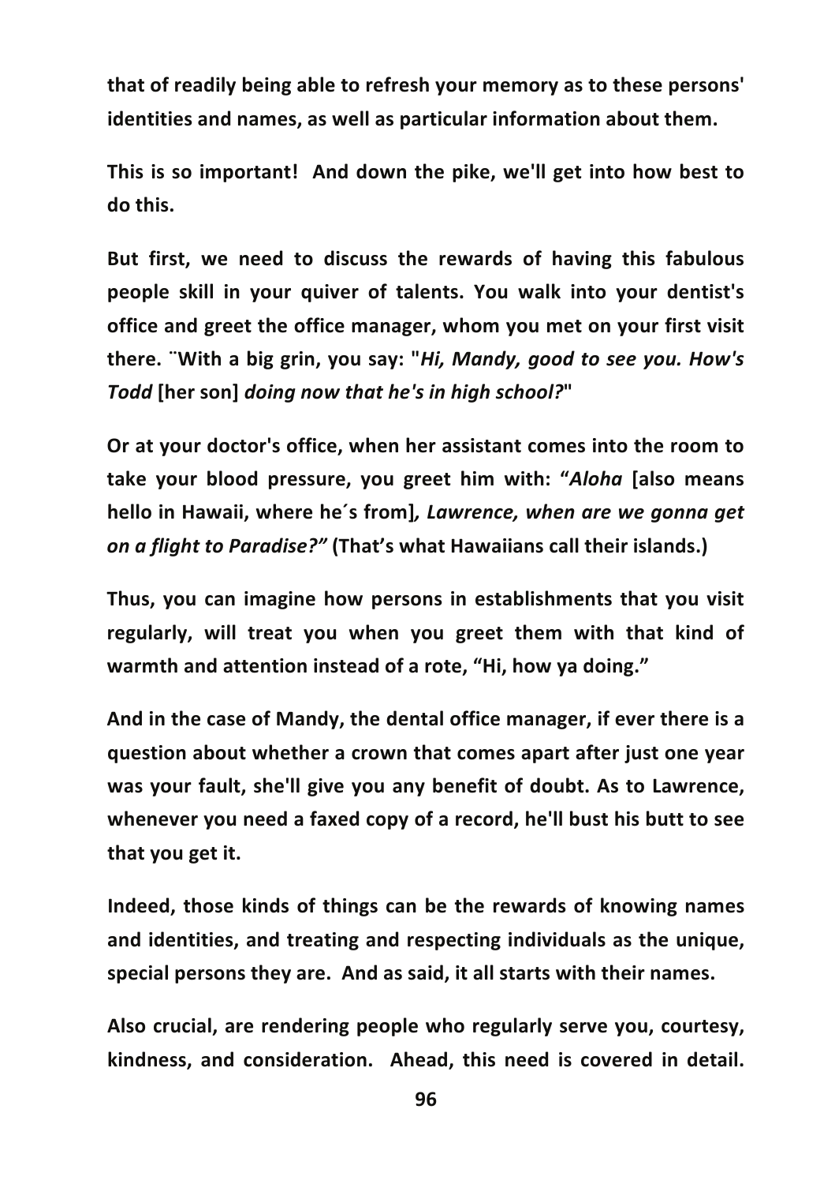**that of readily being able to refresh your memory as to these persons' identities and names, as well as particular information about them.**

**This is so important! And down the pike, we'll get into how best to do this.**

**But first, we need to discuss the rewards of having this fabulous people skill in your quiver of talents. You walk into your dentist's office and greet the office manager, whom you met on your first visit there. ¨With a big grin, you say: "*Hi, Mandy, good to see you. How's Todd* [her son] *doing now that he's in high school?*"**

**Or at your doctor's office, when her assistant comes into the room to take your blood pressure, you greet him with: "*Aloha* [also means hello in Hawaii, where he´s from]*, Lawrence, when are we gonna get on a flight to Paradise?"* (That's what Hawaiians call their islands.)**

**Thus, you can imagine how persons in establishments that you visit regularly, will treat you when you greet them with that kind of warmth and attention instead of a rote, "Hi, how ya doing."**

**And in the case of Mandy, the dental office manager, if ever there is a question about whether a crown that comes apart after just one year was your fault, she'll give you any benefit of doubt. As to Lawrence, whenever you need a faxed copy of a record, he'll bust his butt to see that you get it.**

**Indeed, those kinds of things can be the rewards of knowing names and identities, and treating and respecting individuals as the unique, special persons they are. And as said, it all starts with their names.**

**Also crucial, are rendering people who regularly serve you, courtesy, kindness, and consideration. Ahead, this need is covered in detail.**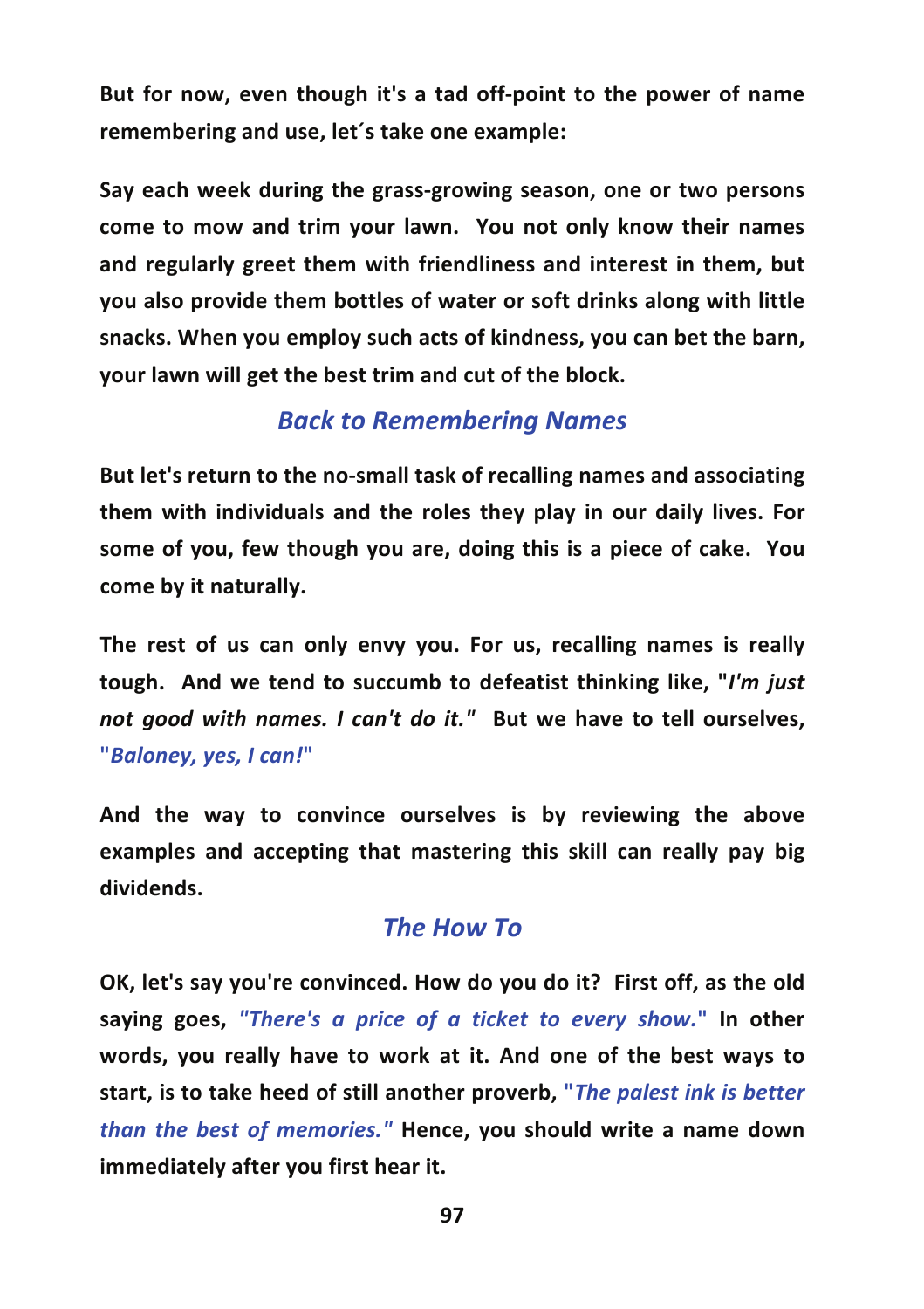**But for now, even though it's a tad off-point to the power of name remembering and use, let´s take one example:**

**Say each week during the grass-growing season, one or two persons come to mow and trim your lawn. You not only know their names and regularly greet them with friendliness and interest in them, but you also provide them bottles of water or soft drinks along with little snacks. When you employ such acts of kindness, you can bet the barn, your lawn will get the best trim and cut of the block.**

## *Back to Remembering Names*

**But let's return to the no-small task of recalling names and associating them with individuals and the roles they play in our daily lives. For some of you, few though you are, doing this is a piece of cake. You come by it naturally.**

**The rest of us can only envy you. For us, recalling names is really tough. And we tend to succumb to defeatist thinking like, "*I'm just not good with names. I can't do it."* But we have to tell ourselves, "*Baloney, yes, I can!*"**

**And the way to convince ourselves is by reviewing the above examples and accepting that mastering this skill can really pay big dividends.**

## *The How To*

**OK, let's say you're convinced. How do you do it? First off, as the old saying goes, *"There's a price of a ticket to every show."* In other words, you really have to work at it. And one of the best ways to start, is to take heed of still another proverb, "*The palest ink is better than the best of memories."* Hence, you should write a name down immediately after you first hear it.**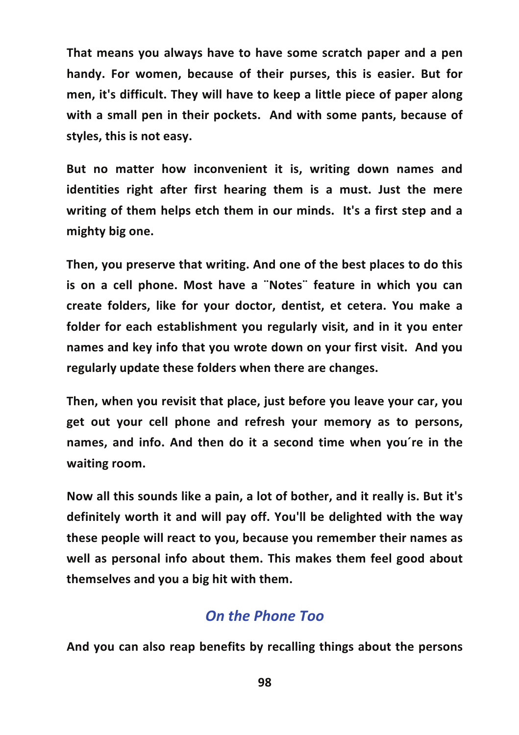That means you always have to have some scratch paper and a pen handy. For women, because of their purses, this is easier. But for men, it's difficult. They will have to keep a little piece of paper along with a small pen in their pockets. And with some pants, because of styles, this is not easy.

But no matter how inconvenient it is, writing down names and identities right after first hearing them is a must. Just the mere writing of them helps etch them in our minds. It's a first step and a mighty big one.

Then, you preserve that writing. And one of the best places to do this is on a cell phone. Most have a ¨Notes¨ feature in which you can create folders, like for your doctor, dentist, et cetera. You make a folder for each establishment you regularly visit, and in it you enter names and key info that you wrote down on your first visit. And you regularly update these folders when there are changes.

Then, when you revisit that place, just before you leave your car, you get out your cell phone and refresh your memory as to persons, names, and info. And then do it a second time when you´re in the waiting room.

Now all this sounds like a pain, a lot of bother, and it really is. But it's definitely worth it and will pay off. You'll be delighted with the way these people will react to you, because you remember their names as well as personal info about them. This makes them feel good about themselves and you a big hit with them.

## *On the Phone Too*

And you can also reap benefits by recalling things about the persons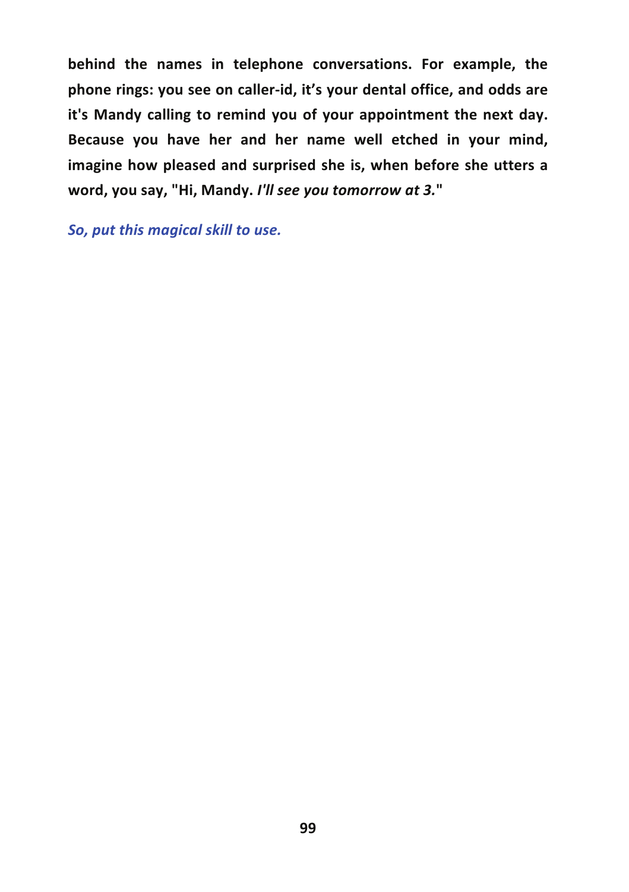**behind the names in telephone conversations. For example, the phone rings: you see on caller-id, it’s your dental office, and odds are it's Mandy calling to remind you of your appointment the next day. Because you have her and her name well etched in your mind, imagine how pleased and surprised she is, when before she utters a word, you say, "Hi, Mandy. *I'll see you tomorrow at 3.*"**

***So, put this magical skill to use.***